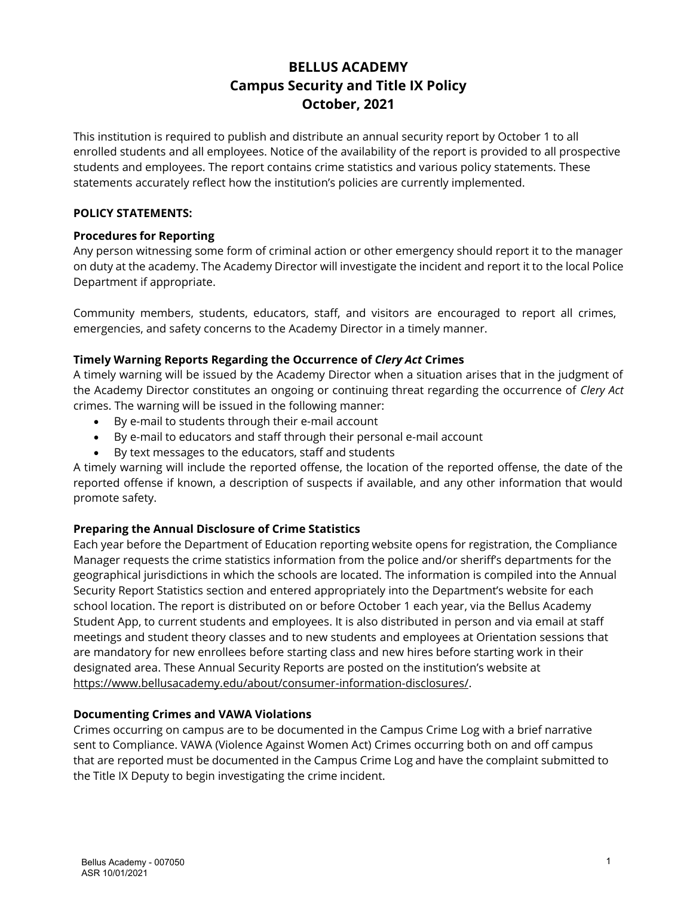# BELLUS ACADEMY
## Campus Security and Title IX Policy
## October, 2021

This institution is required to publish and distribute an annual security report by October 1 to all enrolled students and all employees. Notice of the availability of the report is provided to all prospective students and employees. The report contains crime statistics and various policy statements. These statements accurately reflect how the institution's policies are currently implemented.

**POLICY STATEMENTS:**

### Procedures for Reporting

Any person witnessing some form of criminal action or other emergency should report it to the manager on duty at the academy. The Academy Director will investigate the incident and report it to the local Police Department if appropriate.

Community members, students, educators, staff, and visitors are encouraged to report all crimes, emergencies, and safety concerns to the Academy Director in a timely manner.

### Timely Warning Reports Regarding the Occurrence of *Clery Act* Crimes

A timely warning will be issued by the Academy Director when a situation arises that in the judgment of the Academy Director constitutes an ongoing or continuing threat regarding the occurrence of *Clery Act* crimes. The warning will be issued in the following manner:

- By e-mail to students through their e-mail account
- By e-mail to educators and staff through their personal e-mail account
- By text messages to the educators, staff and students

A timely warning will include the reported offense, the location of the reported offense, the date of the reported offense if known, a description of suspects if available, and any other information that would promote safety.

### Preparing the Annual Disclosure of Crime Statistics

Each year before the Department of Education reporting website opens for registration, the Compliance Manager requests the crime statistics information from the police and/or sheriff's departments for the geographical jurisdictions in which the schools are located. The information is compiled into the Annual Security Report Statistics section and entered appropriately into the Department's website for each school location. The report is distributed on or before October 1 each year, via the Bellus Academy Student App, to current students and employees. It is also distributed in person and via email at staff meetings and student theory classes and to new students and employees at Orientation sessions that are mandatory for new enrollees before starting class and new hires before starting work in their designated area. These Annual Security Reports are posted on the institution's website at https://www.bellusacademy.edu/about/consumer-information-disclosures/.

### Documenting Crimes and VAWA Violations

Crimes occurring on campus are to be documented in the Campus Crime Log with a brief narrative sent to Compliance. VAWA (Violence Against Women Act) Crimes occurring both on and off campus that are reported must be documented in the Campus Crime Log and have the complaint submitted to the Title IX Deputy to begin investigating the crime incident.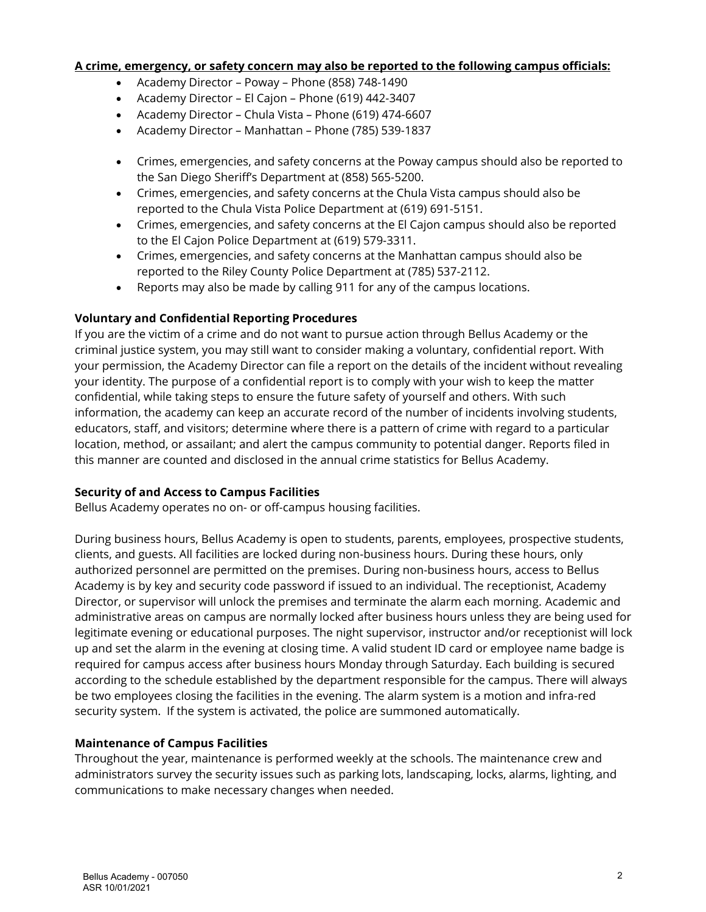**A crime, emergency, or safety concern may also be reported to the following campus officials:**

- Academy Director – Poway – Phone (858) 748-1490
- Academy Director – El Cajon – Phone (619) 442-3407
- Academy Director – Chula Vista – Phone (619) 474-6607
- Academy Director – Manhattan – Phone (785) 539-1837

- Crimes, emergencies, and safety concerns at the Poway campus should also be reported to the San Diego Sheriff's Department at (858) 565-5200.
- Crimes, emergencies, and safety concerns at the Chula Vista campus should also be reported to the Chula Vista Police Department at (619) 691-5151.
- Crimes, emergencies, and safety concerns at the El Cajon campus should also be reported to the El Cajon Police Department at (619) 579-3311.
- Crimes, emergencies, and safety concerns at the Manhattan campus should also be reported to the Riley County Police Department at (785) 537-2112.
- Reports may also be made by calling 911 for any of the campus locations.

**Voluntary and Confidential Reporting Procedures**

If you are the victim of a crime and do not want to pursue action through Bellus Academy or the criminal justice system, you may still want to consider making a voluntary, confidential report. With your permission, the Academy Director can file a report on the details of the incident without revealing your identity. The purpose of a confidential report is to comply with your wish to keep the matter confidential, while taking steps to ensure the future safety of yourself and others. With such information, the academy can keep an accurate record of the number of incidents involving students, educators, staff, and visitors; determine where there is a pattern of crime with regard to a particular location, method, or assailant; and alert the campus community to potential danger. Reports filed in this manner are counted and disclosed in the annual crime statistics for Bellus Academy.

**Security of and Access to Campus Facilities**

Bellus Academy operates no on- or off-campus housing facilities.

During business hours, Bellus Academy is open to students, parents, employees, prospective students, clients, and guests. All facilities are locked during non-business hours. During these hours, only authorized personnel are permitted on the premises. During non-business hours, access to Bellus Academy is by key and security code password if issued to an individual. The receptionist, Academy Director, or supervisor will unlock the premises and terminate the alarm each morning. Academic and administrative areas on campus are normally locked after business hours unless they are being used for legitimate evening or educational purposes. The night supervisor, instructor and/or receptionist will lock up and set the alarm in the evening at closing time. A valid student ID card or employee name badge is required for campus access after business hours Monday through Saturday. Each building is secured according to the schedule established by the department responsible for the campus. There will always be two employees closing the facilities in the evening. The alarm system is a motion and infra-red security system. If the system is activated, the police are summoned automatically.

**Maintenance of Campus Facilities**

Throughout the year, maintenance is performed weekly at the schools. The maintenance crew and administrators survey the security issues such as parking lots, landscaping, locks, alarms, lighting, and communications to make necessary changes when needed.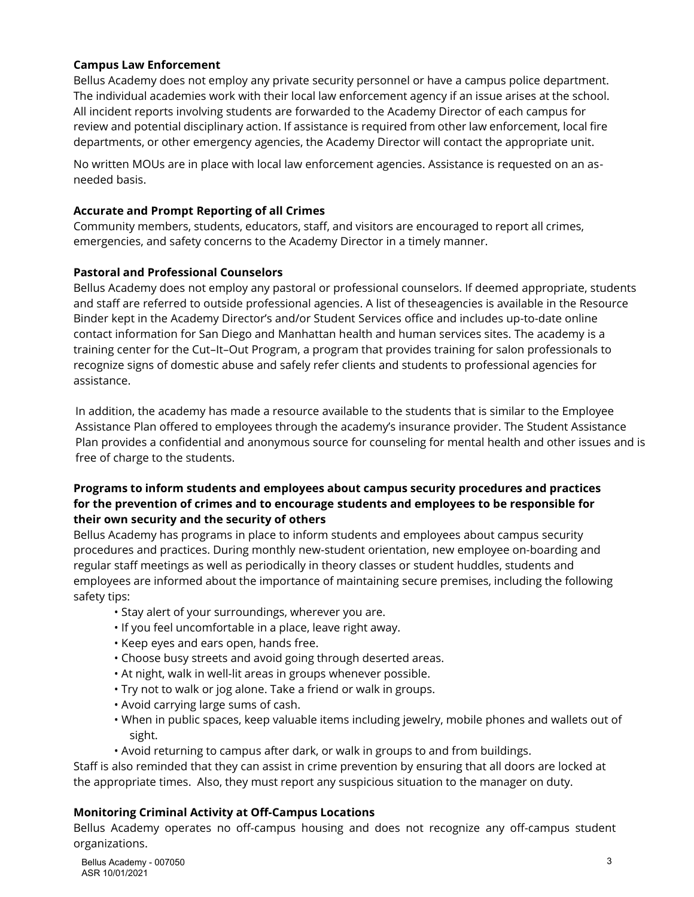### Campus Law Enforcement

Bellus Academy does not employ any private security personnel or have a campus police department. The individual academies work with their local law enforcement agency if an issue arises at the school. All incident reports involving students are forwarded to the Academy Director of each campus for review and potential disciplinary action. If assistance is required from other law enforcement, local fire departments, or other emergency agencies, the Academy Director will contact the appropriate unit.

No written MOUs are in place with local law enforcement agencies. Assistance is requested on an as-needed basis.

### Accurate and Prompt Reporting of all Crimes

Community members, students, educators, staff, and visitors are encouraged to report all crimes, emergencies, and safety concerns to the Academy Director in a timely manner.

### Pastoral and Professional Counselors

Bellus Academy does not employ any pastoral or professional counselors. If deemed appropriate, students and staff are referred to outside professional agencies. A list of theseagencies is available in the Resource Binder kept in the Academy Director's and/or Student Services office and includes up-to-date online contact information for San Diego and Manhattan health and human services sites. The academy is a training center for the Cut–It–Out Program, a program that provides training for salon professionals to recognize signs of domestic abuse and safely refer clients and students to professional agencies for assistance.

In addition, the academy has made a resource available to the students that is similar to the Employee Assistance Plan offered to employees through the academy's insurance provider. The Student Assistance Plan provides a confidential and anonymous source for counseling for mental health and other issues and is free of charge to the students.

### Programs to inform students and employees about campus security procedures and practices for the prevention of crimes and to encourage students and employees to be responsible for their own security and the security of others

Bellus Academy has programs in place to inform students and employees about campus security procedures and practices. During monthly new-student orientation, new employee on-boarding and regular staff meetings as well as periodically in theory classes or student huddles, students and employees are informed about the importance of maintaining secure premises, including the following safety tips:

- Stay alert of your surroundings, wherever you are.
- If you feel uncomfortable in a place, leave right away.
- Keep eyes and ears open, hands free.
- Choose busy streets and avoid going through deserted areas.
- At night, walk in well-lit areas in groups whenever possible.
- Try not to walk or jog alone. Take a friend or walk in groups.
- Avoid carrying large sums of cash.
- When in public spaces, keep valuable items including jewelry, mobile phones and wallets out of sight.
- Avoid returning to campus after dark, or walk in groups to and from buildings.

Staff is also reminded that they can assist in crime prevention by ensuring that all doors are locked at the appropriate times. Also, they must report any suspicious situation to the manager on duty.

### Monitoring Criminal Activity at Off-Campus Locations

Bellus Academy operates no off-campus housing and does not recognize any off-campus student organizations.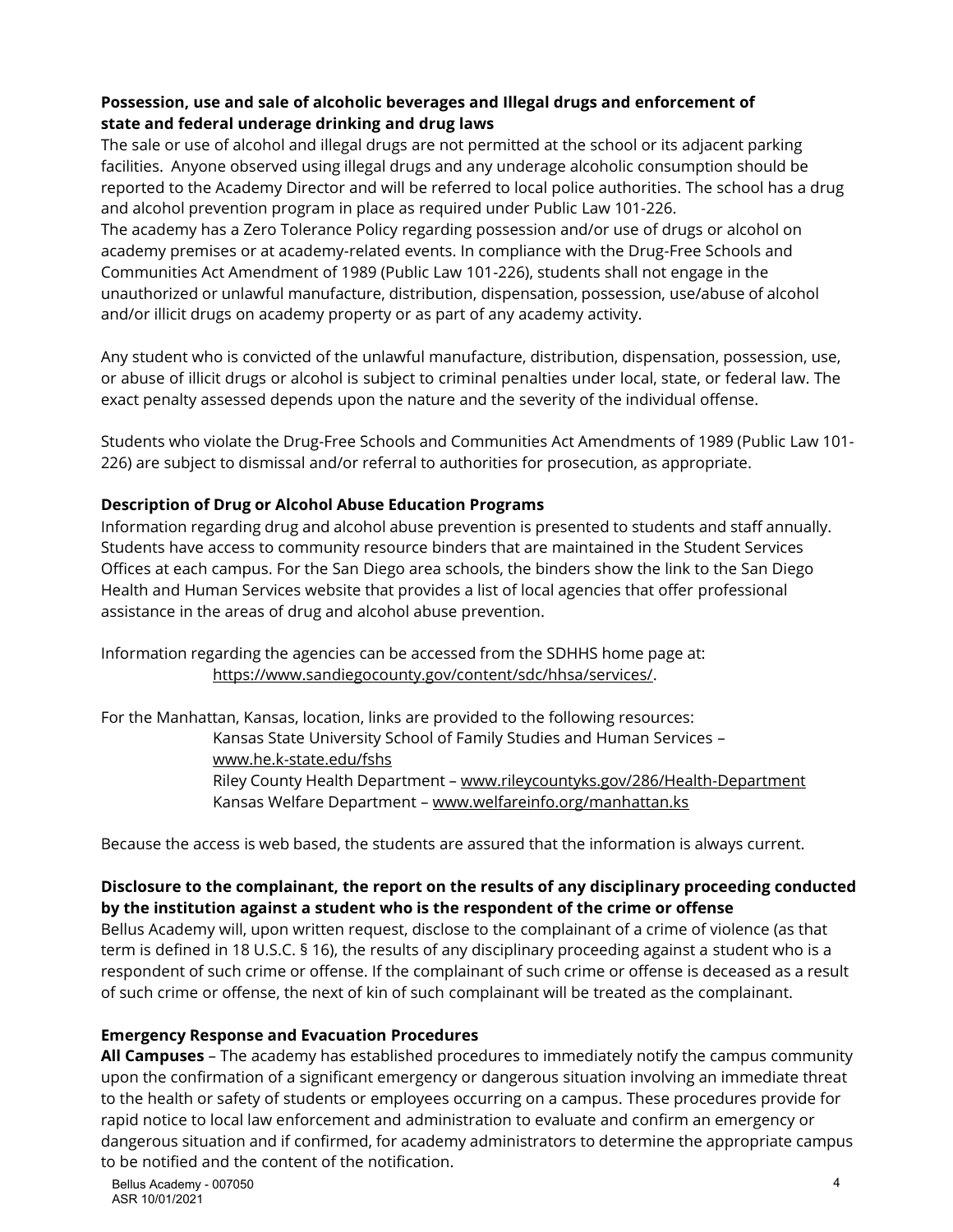**Possession, use and sale of alcoholic beverages and Illegal drugs and enforcement of state and federal underage drinking and drug laws**

The sale or use of alcohol and illegal drugs are not permitted at the school or its adjacent parking facilities. Anyone observed using illegal drugs and any underage alcoholic consumption should be reported to the Academy Director and will be referred to local police authorities. The school has a drug and alcohol prevention program in place as required under Public Law 101-226.

The academy has a Zero Tolerance Policy regarding possession and/or use of drugs or alcohol on academy premises or at academy-related events. In compliance with the Drug-Free Schools and Communities Act Amendment of 1989 (Public Law 101-226), students shall not engage in the unauthorized or unlawful manufacture, distribution, dispensation, possession, use/abuse of alcohol and/or illicit drugs on academy property or as part of any academy activity.

Any student who is convicted of the unlawful manufacture, distribution, dispensation, possession, use, or abuse of illicit drugs or alcohol is subject to criminal penalties under local, state, or federal law. The exact penalty assessed depends upon the nature and the severity of the individual offense.

Students who violate the Drug-Free Schools and Communities Act Amendments of 1989 (Public Law 101-226) are subject to dismissal and/or referral to authorities for prosecution, as appropriate.

**Description of Drug or Alcohol Abuse Education Programs**

Information regarding drug and alcohol abuse prevention is presented to students and staff annually. Students have access to community resource binders that are maintained in the Student Services Offices at each campus. For the San Diego area schools, the binders show the link to the San Diego Health and Human Services website that provides a list of local agencies that offer professional assistance in the areas of drug and alcohol abuse prevention.

Information regarding the agencies can be accessed from the SDHHS home page at:
https://www.sandiegocounty.gov/content/sdc/hhsa/services/.

For the Manhattan, Kansas, location, links are provided to the following resources:
Kansas State University School of Family Studies and Human Services – www.he.k-state.edu/fshs
Riley County Health Department – www.rileycountyks.gov/286/Health-Department
Kansas Welfare Department – www.welfareinfo.org/manhattan.ks

Because the access is web based, the students are assured that the information is always current.

**Disclosure to the complainant, the report on the results of any disciplinary proceeding conducted by the institution against a student who is the respondent of the crime or offense**

Bellus Academy will, upon written request, disclose to the complainant of a crime of violence (as that term is defined in 18 U.S.C. § 16), the results of any disciplinary proceeding against a student who is a respondent of such crime or offense. If the complainant of such crime or offense is deceased as a result of such crime or offense, the next of kin of such complainant will be treated as the complainant.

**Emergency Response and Evacuation Procedures**

**All Campuses** – The academy has established procedures to immediately notify the campus community upon the confirmation of a significant emergency or dangerous situation involving an immediate threat to the health or safety of students or employees occurring on a campus. These procedures provide for rapid notice to local law enforcement and administration to evaluate and confirm an emergency or dangerous situation and if confirmed, for academy administrators to determine the appropriate campus to be notified and the content of the notification.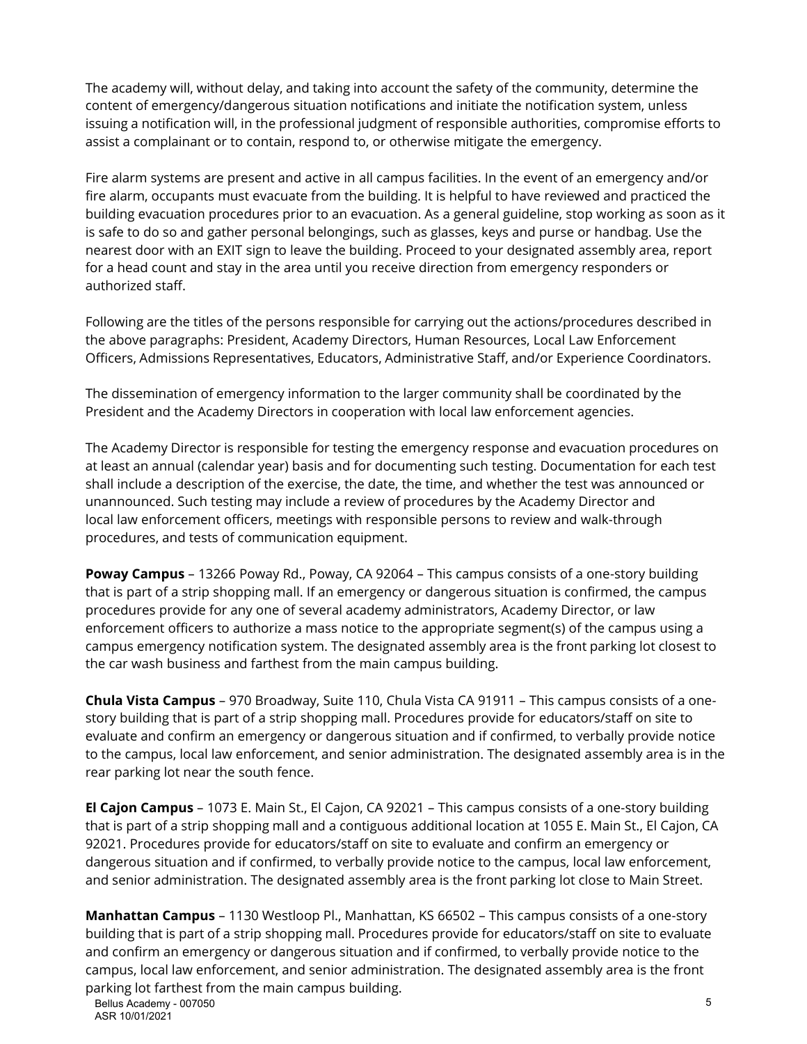The academy will, without delay, and taking into account the safety of the community, determine the content of emergency/dangerous situation notifications and initiate the notification system, unless issuing a notification will, in the professional judgment of responsible authorities, compromise efforts to assist a complainant or to contain, respond to, or otherwise mitigate the emergency.

Fire alarm systems are present and active in all campus facilities. In the event of an emergency and/or fire alarm, occupants must evacuate from the building. It is helpful to have reviewed and practiced the building evacuation procedures prior to an evacuation. As a general guideline, stop working as soon as it is safe to do so and gather personal belongings, such as glasses, keys and purse or handbag. Use the nearest door with an EXIT sign to leave the building. Proceed to your designated assembly area, report for a head count and stay in the area until you receive direction from emergency responders or authorized staff.

Following are the titles of the persons responsible for carrying out the actions/procedures described in the above paragraphs: President, Academy Directors, Human Resources, Local Law Enforcement Officers, Admissions Representatives, Educators, Administrative Staff, and/or Experience Coordinators.

The dissemination of emergency information to the larger community shall be coordinated by the President and the Academy Directors in cooperation with local law enforcement agencies.

The Academy Director is responsible for testing the emergency response and evacuation procedures on at least an annual (calendar year) basis and for documenting such testing. Documentation for each test shall include a description of the exercise, the date, the time, and whether the test was announced or unannounced. Such testing may include a review of procedures by the Academy Director and local law enforcement officers, meetings with responsible persons to review and walk-through procedures, and tests of communication equipment.

**Poway Campus** – 13266 Poway Rd., Poway, CA 92064 – This campus consists of a one-story building that is part of a strip shopping mall. If an emergency or dangerous situation is confirmed, the campus procedures provide for any one of several academy administrators, Academy Director, or law enforcement officers to authorize a mass notice to the appropriate segment(s) of the campus using a campus emergency notification system. The designated assembly area is the front parking lot closest to the car wash business and farthest from the main campus building.

**Chula Vista Campus** – 970 Broadway, Suite 110, Chula Vista CA 91911 – This campus consists of a one-story building that is part of a strip shopping mall. Procedures provide for educators/staff on site to evaluate and confirm an emergency or dangerous situation and if confirmed, to verbally provide notice to the campus, local law enforcement, and senior administration. The designated assembly area is in the rear parking lot near the south fence.

**El Cajon Campus** – 1073 E. Main St., El Cajon, CA 92021 – This campus consists of a one-story building that is part of a strip shopping mall and a contiguous additional location at 1055 E. Main St., El Cajon, CA 92021. Procedures provide for educators/staff on site to evaluate and confirm an emergency or dangerous situation and if confirmed, to verbally provide notice to the campus, local law enforcement, and senior administration. The designated assembly area is the front parking lot close to Main Street.

**Manhattan Campus** – 1130 Westloop Pl., Manhattan, KS 66502 – This campus consists of a one-story building that is part of a strip shopping mall. Procedures provide for educators/staff on site to evaluate and confirm an emergency or dangerous situation and if confirmed, to verbally provide notice to the campus, local law enforcement, and senior administration. The designated assembly area is the front parking lot farthest from the main campus building.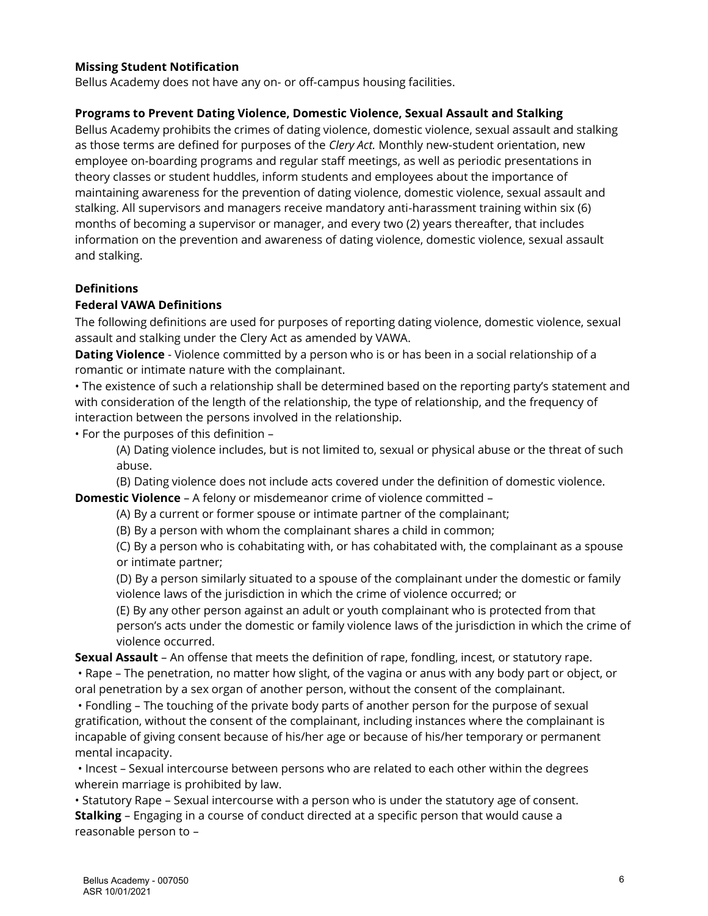**Missing Student Notification**

Bellus Academy does not have any on- or off-campus housing facilities.

**Programs to Prevent Dating Violence, Domestic Violence, Sexual Assault and Stalking**

Bellus Academy prohibits the crimes of dating violence, domestic violence, sexual assault and stalking as those terms are defined for purposes of the *Clery Act.* Monthly new-student orientation, new employee on-boarding programs and regular staff meetings, as well as periodic presentations in theory classes or student huddles, inform students and employees about the importance of maintaining awareness for the prevention of dating violence, domestic violence, sexual assault and stalking. All supervisors and managers receive mandatory anti-harassment training within six (6) months of becoming a supervisor or manager, and every two (2) years thereafter, that includes information on the prevention and awareness of dating violence, domestic violence, sexual assault and stalking.

**Definitions**

**Federal VAWA Definitions**

The following definitions are used for purposes of reporting dating violence, domestic violence, sexual assault and stalking under the Clery Act as amended by VAWA.

**Dating Violence** - Violence committed by a person who is or has been in a social relationship of a romantic or intimate nature with the complainant.

• The existence of such a relationship shall be determined based on the reporting party's statement and with consideration of the length of the relationship, the type of relationship, and the frequency of interaction between the persons involved in the relationship.

• For the purposes of this definition –

(A) Dating violence includes, but is not limited to, sexual or physical abuse or the threat of such abuse.

(B) Dating violence does not include acts covered under the definition of domestic violence.

**Domestic Violence** – A felony or misdemeanor crime of violence committed –

(A) By a current or former spouse or intimate partner of the complainant;

(B) By a person with whom the complainant shares a child in common;

(C) By a person who is cohabitating with, or has cohabitated with, the complainant as a spouse or intimate partner;

(D) By a person similarly situated to a spouse of the complainant under the domestic or family violence laws of the jurisdiction in which the crime of violence occurred; or

(E) By any other person against an adult or youth complainant who is protected from that person's acts under the domestic or family violence laws of the jurisdiction in which the crime of violence occurred.

**Sexual Assault** – An offense that meets the definition of rape, fondling, incest, or statutory rape.

• Rape – The penetration, no matter how slight, of the vagina or anus with any body part or object, or oral penetration by a sex organ of another person, without the consent of the complainant.

• Fondling – The touching of the private body parts of another person for the purpose of sexual gratification, without the consent of the complainant, including instances where the complainant is incapable of giving consent because of his/her age or because of his/her temporary or permanent mental incapacity.

• Incest – Sexual intercourse between persons who are related to each other within the degrees wherein marriage is prohibited by law.

• Statutory Rape – Sexual intercourse with a person who is under the statutory age of consent.

**Stalking** – Engaging in a course of conduct directed at a specific person that would cause a reasonable person to –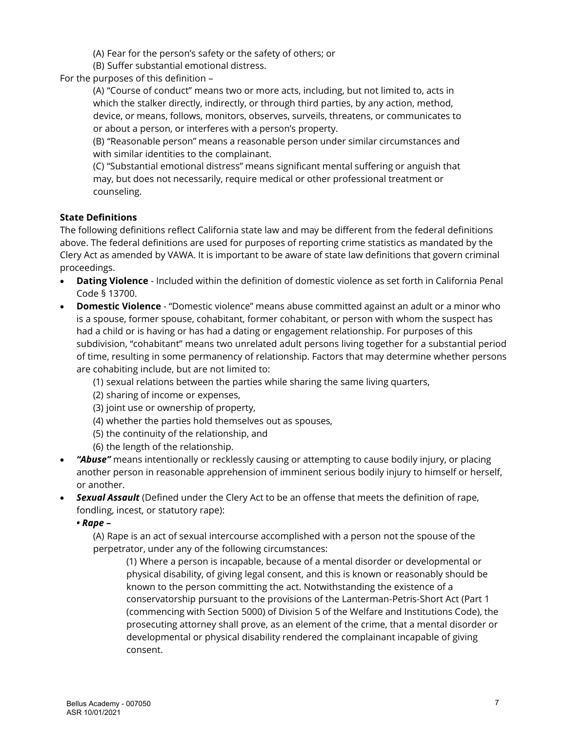(A) Fear for the person's safety or the safety of others; or

(B) Suffer substantial emotional distress.

For the purposes of this definition –

(A) "Course of conduct" means two or more acts, including, but not limited to, acts in which the stalker directly, indirectly, or through third parties, by any action, method, device, or means, follows, monitors, observes, surveils, threatens, or communicates to or about a person, or interferes with a person's property.

(B) "Reasonable person" means a reasonable person under similar circumstances and with similar identities to the complainant.

(C) "Substantial emotional distress" means significant mental suffering or anguish that may, but does not necessarily, require medical or other professional treatment or counseling.

**State Definitions**

The following definitions reflect California state law and may be different from the federal definitions above. The federal definitions are used for purposes of reporting crime statistics as mandated by the Clery Act as amended by VAWA. It is important to be aware of state law definitions that govern criminal proceedings.

- **Dating Violence** - Included within the definition of domestic violence as set forth in California Penal Code § 13700.
- **Domestic Violence** - "Domestic violence" means abuse committed against an adult or a minor who is a spouse, former spouse, cohabitant, former cohabitant, or person with whom the suspect has had a child or is having or has had a dating or engagement relationship. For purposes of this subdivision, "cohabitant" means two unrelated adult persons living together for a substantial period of time, resulting in some permanency of relationship. Factors that may determine whether persons are cohabiting include, but are not limited to:
  - (1) sexual relations between the parties while sharing the same living quarters,
  - (2) sharing of income or expenses,
  - (3) joint use or ownership of property,
  - (4) whether the parties hold themselves out as spouses,
  - (5) the continuity of the relationship, and
  - (6) the length of the relationship.
- ***"Abuse"*** means intentionally or recklessly causing or attempting to cause bodily injury, or placing another person in reasonable apprehension of imminent serious bodily injury to himself or herself, or another.
- ***Sexual Assault*** (Defined under the Clery Act to be an offense that meets the definition of rape, fondling, incest, or statutory rape):

  ***• Rape –***

  (A) Rape is an act of sexual intercourse accomplished with a person not the spouse of the perpetrator, under any of the following circumstances:

  (1) Where a person is incapable, because of a mental disorder or developmental or physical disability, of giving legal consent, and this is known or reasonably should be known to the person committing the act. Notwithstanding the existence of a conservatorship pursuant to the provisions of the Lanterman-Petris-Short Act (Part 1 (commencing with Section 5000) of Division 5 of the Welfare and Institutions Code), the prosecuting attorney shall prove, as an element of the crime, that a mental disorder or developmental or physical disability rendered the complainant incapable of giving consent.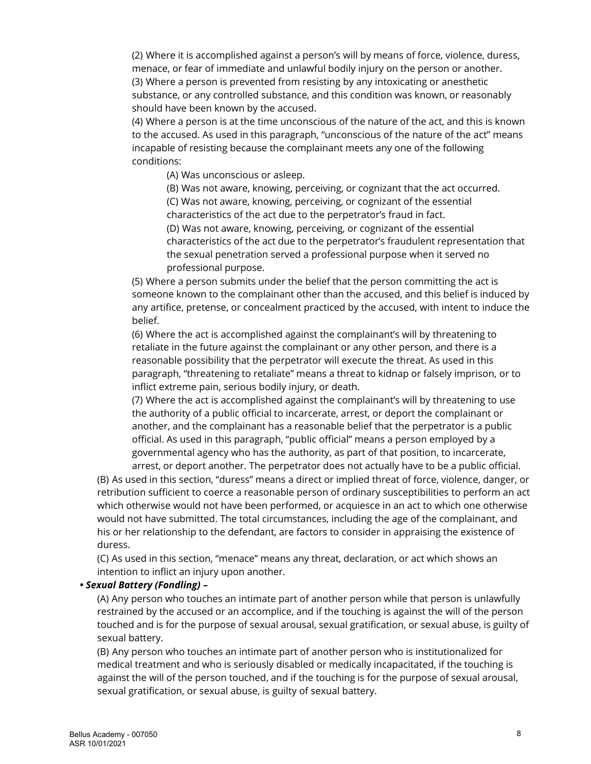(2) Where it is accomplished against a person's will by means of force, violence, duress, menace, or fear of immediate and unlawful bodily injury on the person or another.
(3) Where a person is prevented from resisting by any intoxicating or anesthetic substance, or any controlled substance, and this condition was known, or reasonably should have been known by the accused.
(4) Where a person is at the time unconscious of the nature of the act, and this is known to the accused. As used in this paragraph, "unconscious of the nature of the act" means incapable of resisting because the complainant meets any one of the following conditions:

(A) Was unconscious or asleep.
(B) Was not aware, knowing, perceiving, or cognizant that the act occurred.
(C) Was not aware, knowing, perceiving, or cognizant of the essential characteristics of the act due to the perpetrator's fraud in fact.
(D) Was not aware, knowing, perceiving, or cognizant of the essential characteristics of the act due to the perpetrator's fraudulent representation that the sexual penetration served a professional purpose when it served no professional purpose.

(5) Where a person submits under the belief that the person committing the act is someone known to the complainant other than the accused, and this belief is induced by any artifice, pretense, or concealment practiced by the accused, with intent to induce the belief.
(6) Where the act is accomplished against the complainant's will by threatening to retaliate in the future against the complainant or any other person, and there is a reasonable possibility that the perpetrator will execute the threat. As used in this paragraph, "threatening to retaliate" means a threat to kidnap or falsely imprison, or to inflict extreme pain, serious bodily injury, or death.
(7) Where the act is accomplished against the complainant's will by threatening to use the authority of a public official to incarcerate, arrest, or deport the complainant or another, and the complainant has a reasonable belief that the perpetrator is a public official. As used in this paragraph, "public official" means a person employed by a governmental agency who has the authority, as part of that position, to incarcerate, arrest, or deport another. The perpetrator does not actually have to be a public official.

(B) As used in this section, "duress" means a direct or implied threat of force, violence, danger, or retribution sufficient to coerce a reasonable person of ordinary susceptibilities to perform an act which otherwise would not have been performed, or acquiesce in an act to which one otherwise would not have submitted. The total circumstances, including the age of the complainant, and his or her relationship to the defendant, are factors to consider in appraising the existence of duress.
(C) As used in this section, "menace" means any threat, declaration, or act which shows an intention to inflict an injury upon another.

***• Sexual Battery (Fondling) –***

(A) Any person who touches an intimate part of another person while that person is unlawfully restrained by the accused or an accomplice, and if the touching is against the will of the person touched and is for the purpose of sexual arousal, sexual gratification, or sexual abuse, is guilty of sexual battery.
(B) Any person who touches an intimate part of another person who is institutionalized for medical treatment and who is seriously disabled or medically incapacitated, if the touching is against the will of the person touched, and if the touching is for the purpose of sexual arousal, sexual gratification, or sexual abuse, is guilty of sexual battery.

Bellus Academy - 007050
ASR 10/01/2021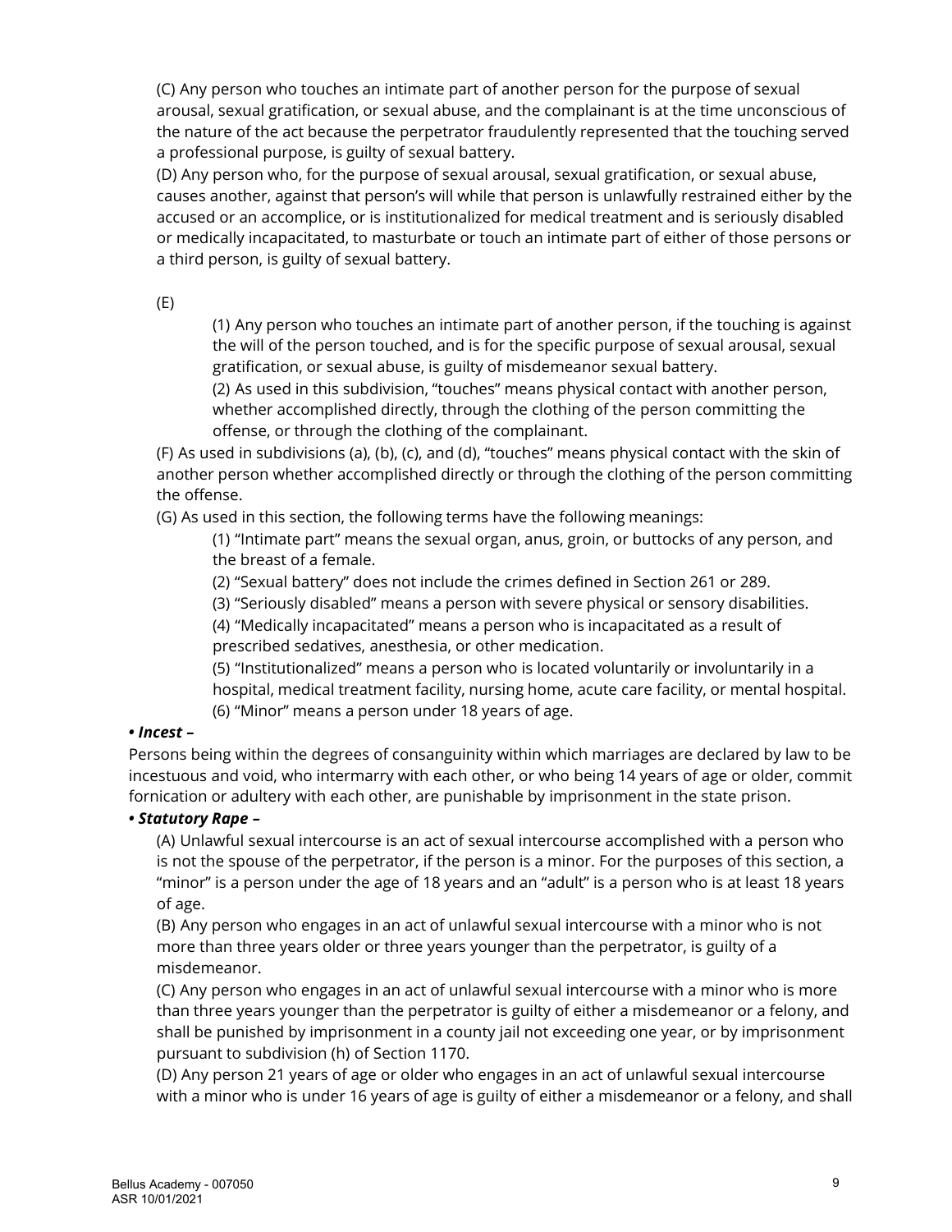(C) Any person who touches an intimate part of another person for the purpose of sexual arousal, sexual gratification, or sexual abuse, and the complainant is at the time unconscious of the nature of the act because the perpetrator fraudulently represented that the touching served a professional purpose, is guilty of sexual battery.

(D) Any person who, for the purpose of sexual arousal, sexual gratification, or sexual abuse, causes another, against that person's will while that person is unlawfully restrained either by the accused or an accomplice, or is institutionalized for medical treatment and is seriously disabled or medically incapacitated, to masturbate or touch an intimate part of either of those persons or a third person, is guilty of sexual battery.

(E)

> (1) Any person who touches an intimate part of another person, if the touching is against the will of the person touched, and is for the specific purpose of sexual arousal, sexual gratification, or sexual abuse, is guilty of misdemeanor sexual battery.
>
> (2) As used in this subdivision, "touches" means physical contact with another person, whether accomplished directly, through the clothing of the person committing the offense, or through the clothing of the complainant.

(F) As used in subdivisions (a), (b), (c), and (d), "touches" means physical contact with the skin of another person whether accomplished directly or through the clothing of the person committing the offense.

(G) As used in this section, the following terms have the following meanings:

> (1) "Intimate part" means the sexual organ, anus, groin, or buttocks of any person, and the breast of a female.
>
> (2) "Sexual battery" does not include the crimes defined in Section 261 or 289.
>
> (3) "Seriously disabled" means a person with severe physical or sensory disabilities.
>
> (4) "Medically incapacitated" means a person who is incapacitated as a result of prescribed sedatives, anesthesia, or other medication.
>
> (5) "Institutionalized" means a person who is located voluntarily or involuntarily in a hospital, medical treatment facility, nursing home, acute care facility, or mental hospital.
>
> (6) "Minor" means a person under 18 years of age.

***• Incest –***

Persons being within the degrees of consanguinity within which marriages are declared by law to be incestuous and void, who intermarry with each other, or who being 14 years of age or older, commit fornication or adultery with each other, are punishable by imprisonment in the state prison.

***• Statutory Rape –***

(A) Unlawful sexual intercourse is an act of sexual intercourse accomplished with a person who is not the spouse of the perpetrator, if the person is a minor. For the purposes of this section, a "minor" is a person under the age of 18 years and an "adult" is a person who is at least 18 years of age.

(B) Any person who engages in an act of unlawful sexual intercourse with a minor who is not more than three years older or three years younger than the perpetrator, is guilty of a misdemeanor.

(C) Any person who engages in an act of unlawful sexual intercourse with a minor who is more than three years younger than the perpetrator is guilty of either a misdemeanor or a felony, and shall be punished by imprisonment in a county jail not exceeding one year, or by imprisonment pursuant to subdivision (h) of Section 1170.

(D) Any person 21 years of age or older who engages in an act of unlawful sexual intercourse with a minor who is under 16 years of age is guilty of either a misdemeanor or a felony, and shall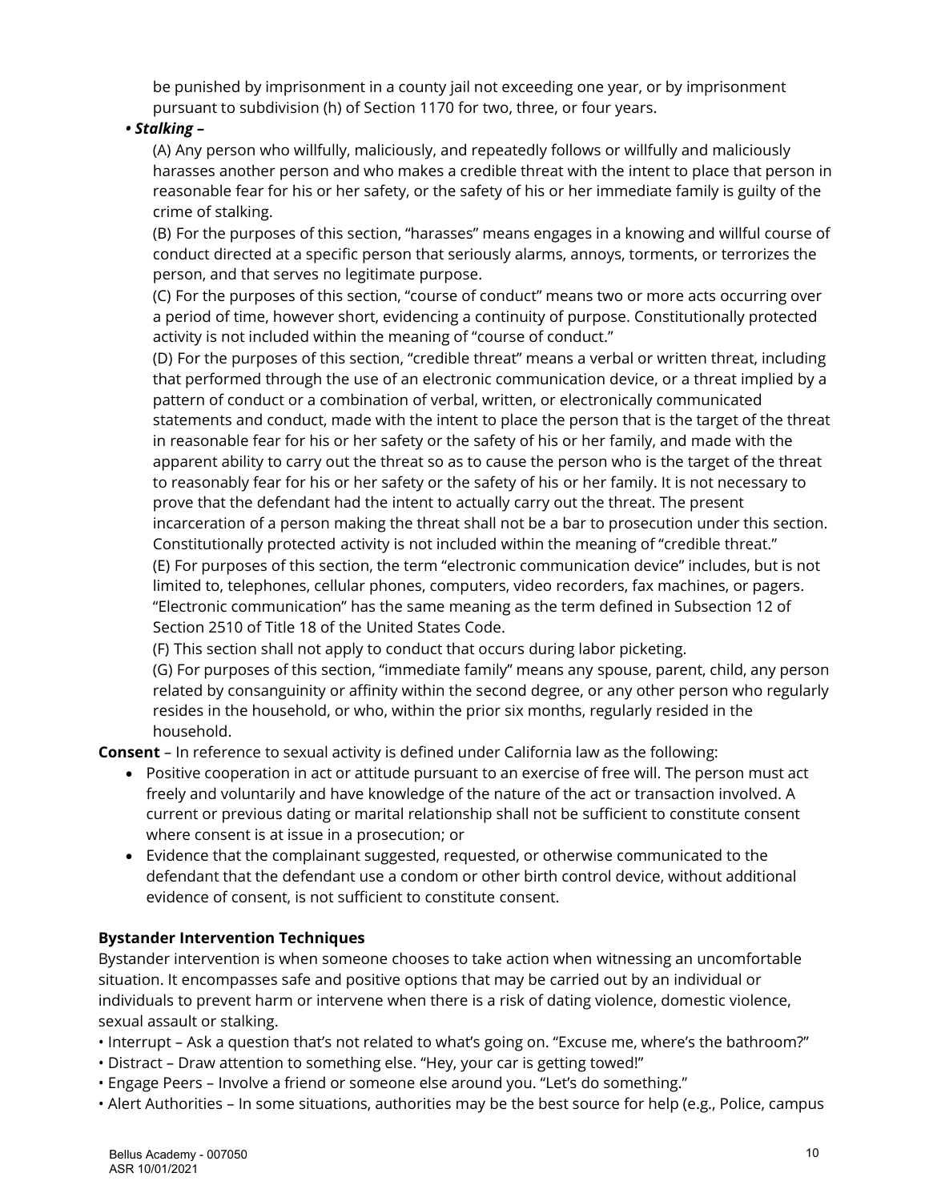be punished by imprisonment in a county jail not exceeding one year, or by imprisonment pursuant to subdivision (h) of Section 1170 for two, three, or four years.

***• Stalking –***

(A) Any person who willfully, maliciously, and repeatedly follows or willfully and maliciously harasses another person and who makes a credible threat with the intent to place that person in reasonable fear for his or her safety, or the safety of his or her immediate family is guilty of the crime of stalking.

(B) For the purposes of this section, "harasses" means engages in a knowing and willful course of conduct directed at a specific person that seriously alarms, annoys, torments, or terrorizes the person, and that serves no legitimate purpose.

(C) For the purposes of this section, "course of conduct" means two or more acts occurring over a period of time, however short, evidencing a continuity of purpose. Constitutionally protected activity is not included within the meaning of "course of conduct."

(D) For the purposes of this section, "credible threat" means a verbal or written threat, including that performed through the use of an electronic communication device, or a threat implied by a pattern of conduct or a combination of verbal, written, or electronically communicated statements and conduct, made with the intent to place the person that is the target of the threat in reasonable fear for his or her safety or the safety of his or her family, and made with the apparent ability to carry out the threat so as to cause the person who is the target of the threat to reasonably fear for his or her safety or the safety of his or her family. It is not necessary to prove that the defendant had the intent to actually carry out the threat. The present incarceration of a person making the threat shall not be a bar to prosecution under this section. Constitutionally protected activity is not included within the meaning of "credible threat."

(E) For purposes of this section, the term "electronic communication device" includes, but is not limited to, telephones, cellular phones, computers, video recorders, fax machines, or pagers. "Electronic communication" has the same meaning as the term defined in Subsection 12 of Section 2510 of Title 18 of the United States Code.

(F) This section shall not apply to conduct that occurs during labor picketing.

(G) For purposes of this section, "immediate family" means any spouse, parent, child, any person related by consanguinity or affinity within the second degree, or any other person who regularly resides in the household, or who, within the prior six months, regularly resided in the household.

**Consent** – In reference to sexual activity is defined under California law as the following:

- Positive cooperation in act or attitude pursuant to an exercise of free will. The person must act freely and voluntarily and have knowledge of the nature of the act or transaction involved. A current or previous dating or marital relationship shall not be sufficient to constitute consent where consent is at issue in a prosecution; or
- Evidence that the complainant suggested, requested, or otherwise communicated to the defendant that the defendant use a condom or other birth control device, without additional evidence of consent, is not sufficient to constitute consent.

### Bystander Intervention Techniques

Bystander intervention is when someone chooses to take action when witnessing an uncomfortable situation. It encompasses safe and positive options that may be carried out by an individual or individuals to prevent harm or intervene when there is a risk of dating violence, domestic violence, sexual assault or stalking.

- Interrupt – Ask a question that's not related to what's going on. "Excuse me, where's the bathroom?"
- Distract – Draw attention to something else. "Hey, your car is getting towed!"
- Engage Peers – Involve a friend or someone else around you. "Let's do something."
- Alert Authorities – In some situations, authorities may be the best source for help (e.g., Police, campus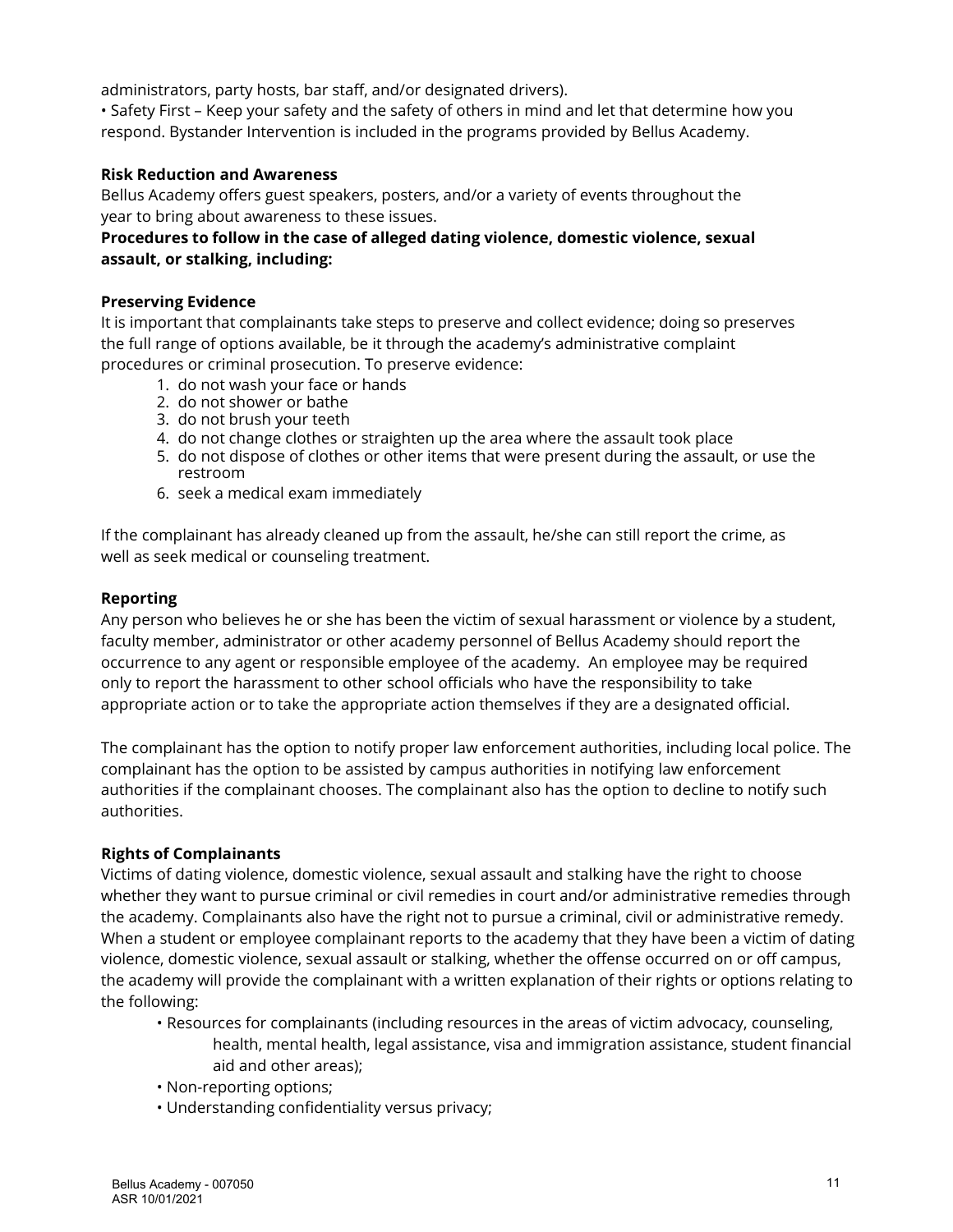administrators, party hosts, bar staff, and/or designated drivers).

• Safety First – Keep your safety and the safety of others in mind and let that determine how you respond. Bystander Intervention is included in the programs provided by Bellus Academy.

**Risk Reduction and Awareness**

Bellus Academy offers guest speakers, posters, and/or a variety of events throughout the year to bring about awareness to these issues.

**Procedures to follow in the case of alleged dating violence, domestic violence, sexual assault, or stalking, including:**

**Preserving Evidence**

It is important that complainants take steps to preserve and collect evidence; doing so preserves the full range of options available, be it through the academy's administrative complaint procedures or criminal prosecution. To preserve evidence:

1. do not wash your face or hands
2. do not shower or bathe
3. do not brush your teeth
4. do not change clothes or straighten up the area where the assault took place
5. do not dispose of clothes or other items that were present during the assault, or use the restroom
6. seek a medical exam immediately

If the complainant has already cleaned up from the assault, he/she can still report the crime, as well as seek medical or counseling treatment.

**Reporting**

Any person who believes he or she has been the victim of sexual harassment or violence by a student, faculty member, administrator or other academy personnel of Bellus Academy should report the occurrence to any agent or responsible employee of the academy. An employee may be required only to report the harassment to other school officials who have the responsibility to take appropriate action or to take the appropriate action themselves if they are a designated official.

The complainant has the option to notify proper law enforcement authorities, including local police. The complainant has the option to be assisted by campus authorities in notifying law enforcement authorities if the complainant chooses. The complainant also has the option to decline to notify such authorities.

**Rights of Complainants**

Victims of dating violence, domestic violence, sexual assault and stalking have the right to choose whether they want to pursue criminal or civil remedies in court and/or administrative remedies through the academy. Complainants also have the right not to pursue a criminal, civil or administrative remedy. When a student or employee complainant reports to the academy that they have been a victim of dating violence, domestic violence, sexual assault or stalking, whether the offense occurred on or off campus, the academy will provide the complainant with a written explanation of their rights or options relating to the following:

- Resources for complainants (including resources in the areas of victim advocacy, counseling, health, mental health, legal assistance, visa and immigration assistance, student financial aid and other areas);
- Non-reporting options;
- Understanding confidentiality versus privacy;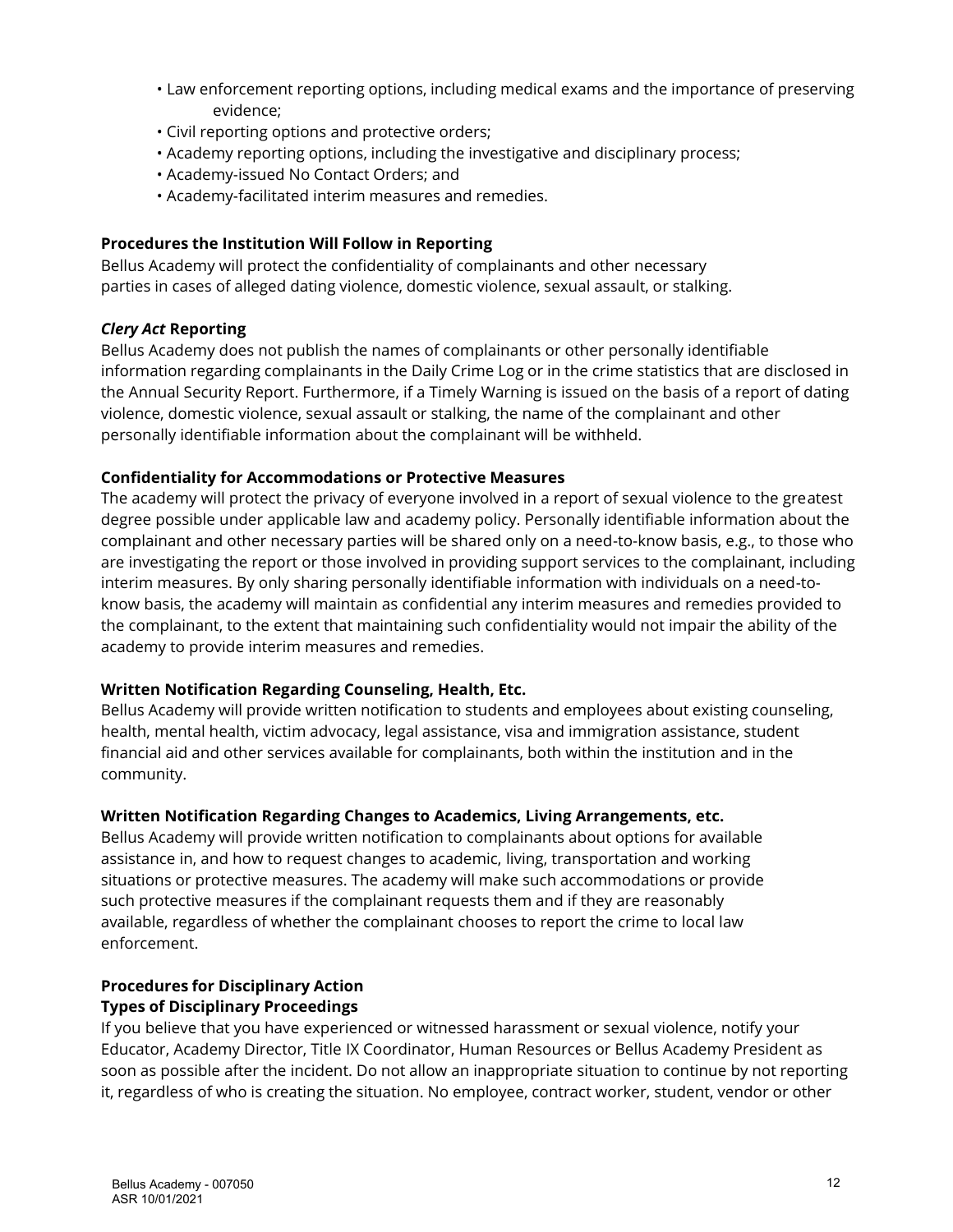- Law enforcement reporting options, including medical exams and the importance of preserving evidence;
- Civil reporting options and protective orders;
- Academy reporting options, including the investigative and disciplinary process;
- Academy-issued No Contact Orders; and
- Academy-facilitated interim measures and remedies.

**Procedures the Institution Will Follow in Reporting**

Bellus Academy will protect the confidentiality of complainants and other necessary parties in cases of alleged dating violence, domestic violence, sexual assault, or stalking.

***Clery Act* Reporting**

Bellus Academy does not publish the names of complainants or other personally identifiable information regarding complainants in the Daily Crime Log or in the crime statistics that are disclosed in the Annual Security Report. Furthermore, if a Timely Warning is issued on the basis of a report of dating violence, domestic violence, sexual assault or stalking, the name of the complainant and other personally identifiable information about the complainant will be withheld.

**Confidentiality for Accommodations or Protective Measures**

The academy will protect the privacy of everyone involved in a report of sexual violence to the greatest degree possible under applicable law and academy policy. Personally identifiable information about the complainant and other necessary parties will be shared only on a need-to-know basis, e.g., to those who are investigating the report or those involved in providing support services to the complainant, including interim measures. By only sharing personally identifiable information with individuals on a need-to-know basis, the academy will maintain as confidential any interim measures and remedies provided to the complainant, to the extent that maintaining such confidentiality would not impair the ability of the academy to provide interim measures and remedies.

**Written Notification Regarding Counseling, Health, Etc.**

Bellus Academy will provide written notification to students and employees about existing counseling, health, mental health, victim advocacy, legal assistance, visa and immigration assistance, student financial aid and other services available for complainants, both within the institution and in the community.

**Written Notification Regarding Changes to Academics, Living Arrangements, etc.**

Bellus Academy will provide written notification to complainants about options for available assistance in, and how to request changes to academic, living, transportation and working situations or protective measures. The academy will make such accommodations or provide such protective measures if the complainant requests them and if they are reasonably available, regardless of whether the complainant chooses to report the crime to local law enforcement.

**Procedures for Disciplinary Action**

**Types of Disciplinary Proceedings**

If you believe that you have experienced or witnessed harassment or sexual violence, notify your Educator, Academy Director, Title IX Coordinator, Human Resources or Bellus Academy President as soon as possible after the incident. Do not allow an inappropriate situation to continue by not reporting it, regardless of who is creating the situation. No employee, contract worker, student, vendor or other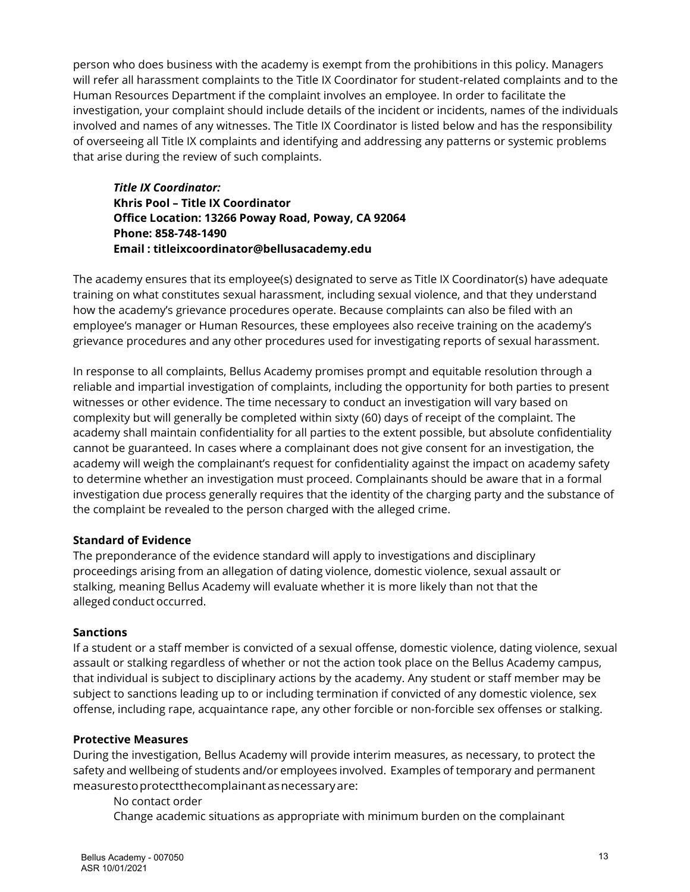person who does business with the academy is exempt from the prohibitions in this policy. Managers will refer all harassment complaints to the Title IX Coordinator for student-related complaints and to the Human Resources Department if the complaint involves an employee. In order to facilitate the investigation, your complaint should include details of the incident or incidents, names of the individuals involved and names of any witnesses. The Title IX Coordinator is listed below and has the responsibility of overseeing all Title IX complaints and identifying and addressing any patterns or systemic problems that arise during the review of such complaints.

> ***Title IX Coordinator:***
> **Khris Pool – Title IX Coordinator**
> **Office Location: 13266 Poway Road, Poway, CA 92064**
> **Phone: 858-748-1490**
> **Email : titleixcoordinator@bellusacademy.edu**

The academy ensures that its employee(s) designated to serve as Title IX Coordinator(s) have adequate training on what constitutes sexual harassment, including sexual violence, and that they understand how the academy's grievance procedures operate. Because complaints can also be filed with an employee's manager or Human Resources, these employees also receive training on the academy's grievance procedures and any other procedures used for investigating reports of sexual harassment.

In response to all complaints, Bellus Academy promises prompt and equitable resolution through a reliable and impartial investigation of complaints, including the opportunity for both parties to present witnesses or other evidence. The time necessary to conduct an investigation will vary based on complexity but will generally be completed within sixty (60) days of receipt of the complaint. The academy shall maintain confidentiality for all parties to the extent possible, but absolute confidentiality cannot be guaranteed. In cases where a complainant does not give consent for an investigation, the academy will weigh the complainant's request for confidentiality against the impact on academy safety to determine whether an investigation must proceed. Complainants should be aware that in a formal investigation due process generally requires that the identity of the charging party and the substance of the complaint be revealed to the person charged with the alleged crime.

**Standard of Evidence**

The preponderance of the evidence standard will apply to investigations and disciplinary proceedings arising from an allegation of dating violence, domestic violence, sexual assault or stalking, meaning Bellus Academy will evaluate whether it is more likely than not that the alleged conduct occurred.

**Sanctions**

If a student or a staff member is convicted of a sexual offense, domestic violence, dating violence, sexual assault or stalking regardless of whether or not the action took place on the Bellus Academy campus, that individual is subject to disciplinary actions by the academy. Any student or staff member may be subject to sanctions leading up to or including termination if convicted of any domestic violence, sex offense, including rape, acquaintance rape, any other forcible or non-forcible sex offenses or stalking.

**Protective Measures**

During the investigation, Bellus Academy will provide interim measures, as necessary, to protect the safety and wellbeing of students and/or employees involved. Examples of temporary and permanent measures to protect the complainant as necessary are:

- No contact order
- Change academic situations as appropriate with minimum burden on the complainant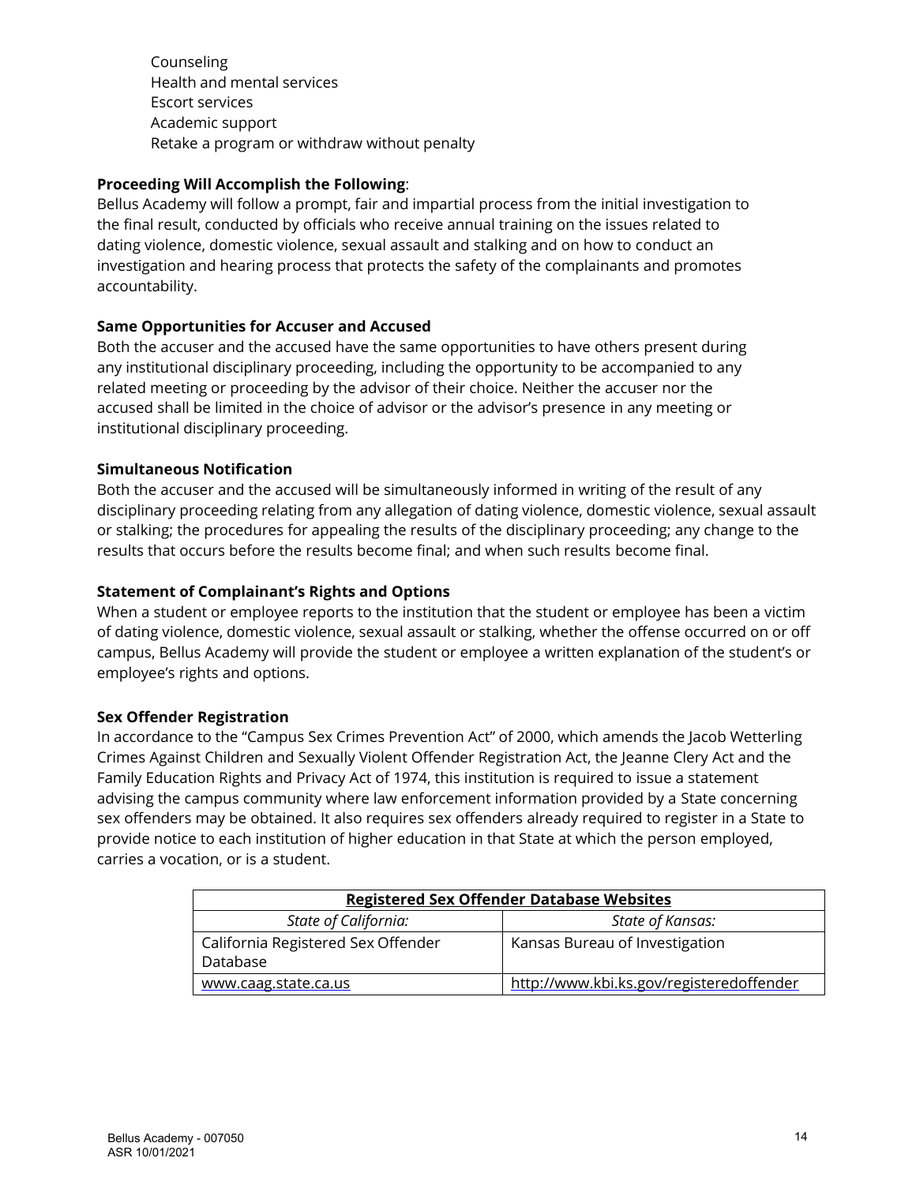Counseling
Health and mental services
Escort services
Academic support
Retake a program or withdraw without penalty

**Proceeding Will Accomplish the Following**:
Bellus Academy will follow a prompt, fair and impartial process from the initial investigation to the final result, conducted by officials who receive annual training on the issues related to dating violence, domestic violence, sexual assault and stalking and on how to conduct an investigation and hearing process that protects the safety of the complainants and promotes accountability.

**Same Opportunities for Accuser and Accused**
Both the accuser and the accused have the same opportunities to have others present during any institutional disciplinary proceeding, including the opportunity to be accompanied to any related meeting or proceeding by the advisor of their choice. Neither the accuser nor the accused shall be limited in the choice of advisor or the advisor's presence in any meeting or institutional disciplinary proceeding.

**Simultaneous Notification**
Both the accuser and the accused will be simultaneously informed in writing of the result of any disciplinary proceeding relating from any allegation of dating violence, domestic violence, sexual assault or stalking; the procedures for appealing the results of the disciplinary proceeding; any change to the results that occurs before the results become final; and when such results become final.

**Statement of Complainant's Rights and Options**
When a student or employee reports to the institution that the student or employee has been a victim of dating violence, domestic violence, sexual assault or stalking, whether the offense occurred on or off campus, Bellus Academy will provide the student or employee a written explanation of the student's or employee's rights and options.

**Sex Offender Registration**
In accordance to the "Campus Sex Crimes Prevention Act" of 2000, which amends the Jacob Wetterling Crimes Against Children and Sexually Violent Offender Registration Act, the Jeanne Clery Act and the Family Education Rights and Privacy Act of 1974, this institution is required to issue a statement advising the campus community where law enforcement information provided by a State concerning sex offenders may be obtained. It also requires sex offenders already required to register in a State to provide notice to each institution of higher education in that State at which the person employed, carries a vocation, or is a student.

| **Registered Sex Offender Database Websites** | |
|---|---|
| *State of California:* | *State of Kansas:* |
| California Registered Sex Offender Database | Kansas Bureau of Investigation |
| www.caag.state.ca.us | http://www.kbi.ks.gov/registeredoffender |

Bellus Academy - 007050
ASR 10/01/2021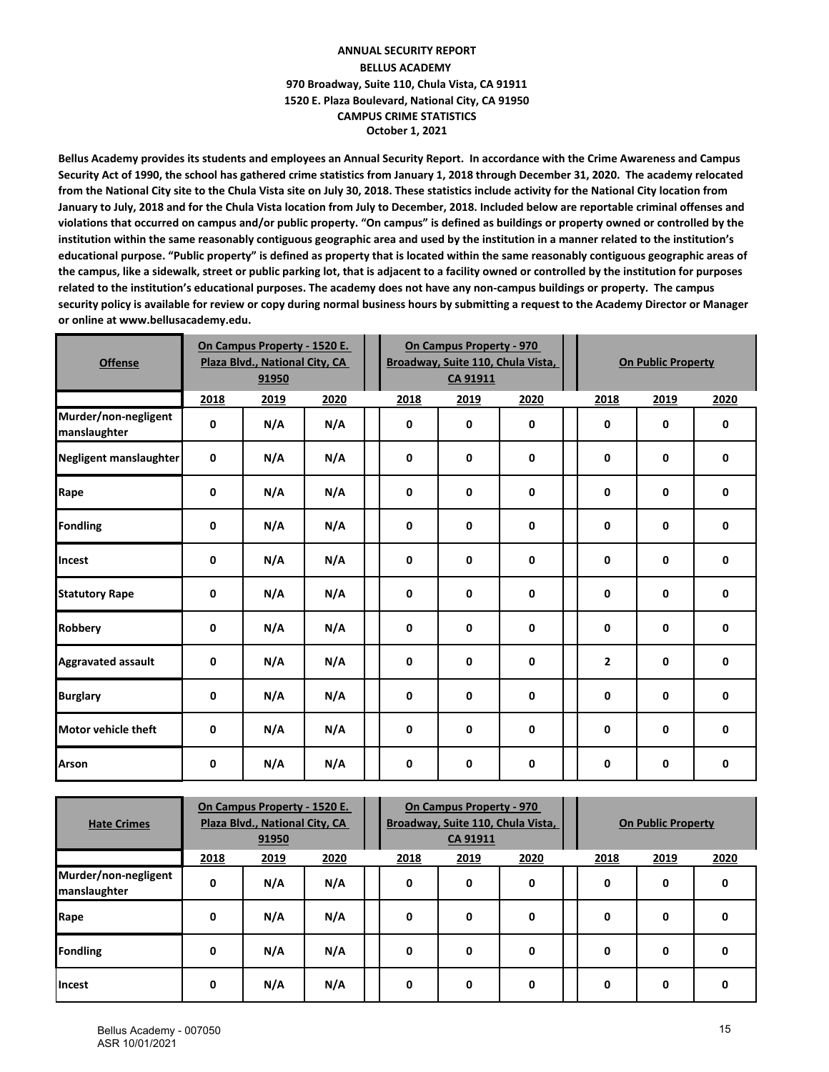**ANNUAL SECURITY REPORT**

**BELLUS ACADEMY**

**970 Broadway, Suite 110, Chula Vista, CA 91911**

**1520 E. Plaza Boulevard, National City, CA 91950**

**CAMPUS CRIME STATISTICS**

**October 1, 2021**

**Bellus Academy provides its students and employees an Annual Security Report. In accordance with the Crime Awareness and Campus Security Act of 1990, the school has gathered crime statistics from January 1, 2018 through December 31, 2020. The academy relocated from the National City site to the Chula Vista site on July 30, 2018. These statistics include activity for the National City location from January to July, 2018 and for the Chula Vista location from July to December, 2018. Included below are reportable criminal offenses and violations that occurred on campus and/or public property. "On campus" is defined as buildings or property owned or controlled by the institution within the same reasonably contiguous geographic area and used by the institution in a manner related to the institution's educational purpose. "Public property" is defined as property that is located within the same reasonably contiguous geographic areas of the campus, like a sidewalk, street or public parking lot, that is adjacent to a facility owned or controlled by the institution for purposes related to the institution's educational purposes. The academy does not have any non-campus buildings or property. The campus security policy is available for review or copy during normal business hours by submitting a request to the Academy Director or Manager or online at www.bellusacademy.edu.**

| Offense | On Campus Property - 1520 E. Plaza Blvd., National City, CA 91950 | | | On Campus Property - 970 Broadway, Suite 110, Chula Vista, CA 91911 | | | On Public Property | | |
|---|---|---|---|---|---|---|---|---|---|
| | 2018 | 2019 | 2020 | 2018 | 2019 | 2020 | 2018 | 2019 | 2020 |
| Murder/non-negligent manslaughter | 0 | N/A | N/A | 0 | 0 | 0 | 0 | 0 | 0 |
| Negligent manslaughter | 0 | N/A | N/A | 0 | 0 | 0 | 0 | 0 | 0 |
| Rape | 0 | N/A | N/A | 0 | 0 | 0 | 0 | 0 | 0 |
| Fondling | 0 | N/A | N/A | 0 | 0 | 0 | 0 | 0 | 0 |
| Incest | 0 | N/A | N/A | 0 | 0 | 0 | 0 | 0 | 0 |
| Statutory Rape | 0 | N/A | N/A | 0 | 0 | 0 | 0 | 0 | 0 |
| Robbery | 0 | N/A | N/A | 0 | 0 | 0 | 0 | 0 | 0 |
| Aggravated assault | 0 | N/A | N/A | 0 | 0 | 0 | 2 | 0 | 0 |
| Burglary | 0 | N/A | N/A | 0 | 0 | 0 | 0 | 0 | 0 |
| Motor vehicle theft | 0 | N/A | N/A | 0 | 0 | 0 | 0 | 0 | 0 |
| Arson | 0 | N/A | N/A | 0 | 0 | 0 | 0 | 0 | 0 |

| Hate Crimes | On Campus Property - 1520 E. Plaza Blvd., National City, CA 91950 | | | On Campus Property - 970 Broadway, Suite 110, Chula Vista, CA 91911 | | | On Public Property | | |
|---|---|---|---|---|---|---|---|---|---|
| | 2018 | 2019 | 2020 | 2018 | 2019 | 2020 | 2018 | 2019 | 2020 |
| Murder/non-negligent manslaughter | 0 | N/A | N/A | 0 | 0 | 0 | 0 | 0 | 0 |
| Rape | 0 | N/A | N/A | 0 | 0 | 0 | 0 | 0 | 0 |
| Fondling | 0 | N/A | N/A | 0 | 0 | 0 | 0 | 0 | 0 |
| Incest | 0 | N/A | N/A | 0 | 0 | 0 | 0 | 0 | 0 |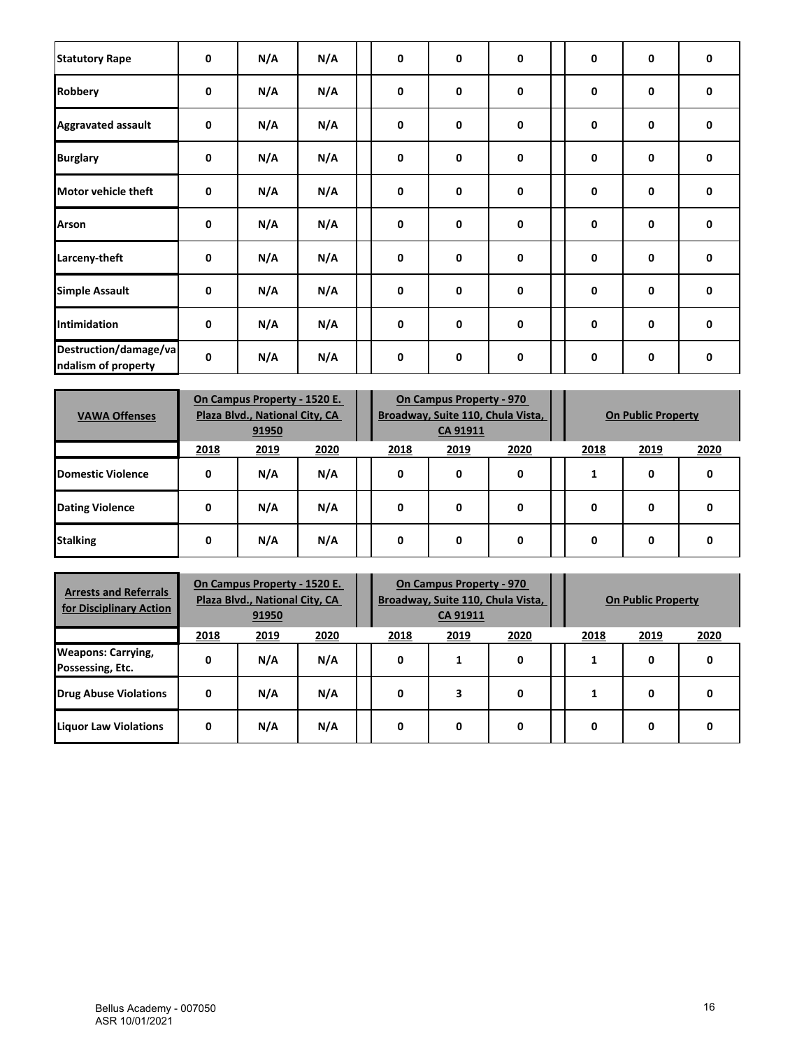| | | | | | | | | | |
|---|---|---|---|---|---|---|---|---|---|
| **Statutory Rape** | 0 | N/A | N/A | 0 | 0 | 0 | 0 | 0 | 0 |
| **Robbery** | 0 | N/A | N/A | 0 | 0 | 0 | 0 | 0 | 0 |
| **Aggravated assault** | 0 | N/A | N/A | 0 | 0 | 0 | 0 | 0 | 0 |
| **Burglary** | 0 | N/A | N/A | 0 | 0 | 0 | 0 | 0 | 0 |
| **Motor vehicle theft** | 0 | N/A | N/A | 0 | 0 | 0 | 0 | 0 | 0 |
| **Arson** | 0 | N/A | N/A | 0 | 0 | 0 | 0 | 0 | 0 |
| **Larceny-theft** | 0 | N/A | N/A | 0 | 0 | 0 | 0 | 0 | 0 |
| **Simple Assault** | 0 | N/A | N/A | 0 | 0 | 0 | 0 | 0 | 0 |
| **Intimidation** | 0 | N/A | N/A | 0 | 0 | 0 | 0 | 0 | 0 |
| **Destruction/damage/vandalism of property** | 0 | N/A | N/A | 0 | 0 | 0 | 0 | 0 | 0 |

| **VAWA Offenses** | **On Campus Property - 1520 E. Plaza Blvd., National City, CA 91950** | | | **On Campus Property - 970 Broadway, Suite 110, Chula Vista, CA 91911** | | | **On Public Property** | | |
|---|---|---|---|---|---|---|---|---|---|
| | **2018** | **2019** | **2020** | **2018** | **2019** | **2020** | **2018** | **2019** | **2020** |
| **Domestic Violence** | 0 | N/A | N/A | 0 | 0 | 0 | 1 | 0 | 0 |
| **Dating Violence** | 0 | N/A | N/A | 0 | 0 | 0 | 0 | 0 | 0 |
| **Stalking** | 0 | N/A | N/A | 0 | 0 | 0 | 0 | 0 | 0 |

| **Arrests and Referrals for Disciplinary Action** | **On Campus Property - 1520 E. Plaza Blvd., National City, CA 91950** | | | **On Campus Property - 970 Broadway, Suite 110, Chula Vista, CA 91911** | | | **On Public Property** | | |
|---|---|---|---|---|---|---|---|---|---|
| | **2018** | **2019** | **2020** | **2018** | **2019** | **2020** | **2018** | **2019** | **2020** |
| **Weapons: Carrying, Possessing, Etc.** | 0 | N/A | N/A | 0 | 1 | 0 | 1 | 0 | 0 |
| **Drug Abuse Violations** | 0 | N/A | N/A | 0 | 3 | 0 | 1 | 0 | 0 |
| **Liquor Law Violations** | 0 | N/A | N/A | 0 | 0 | 0 | 0 | 0 | 0 |

Bellus Academy - 007050
ASR 10/01/2021